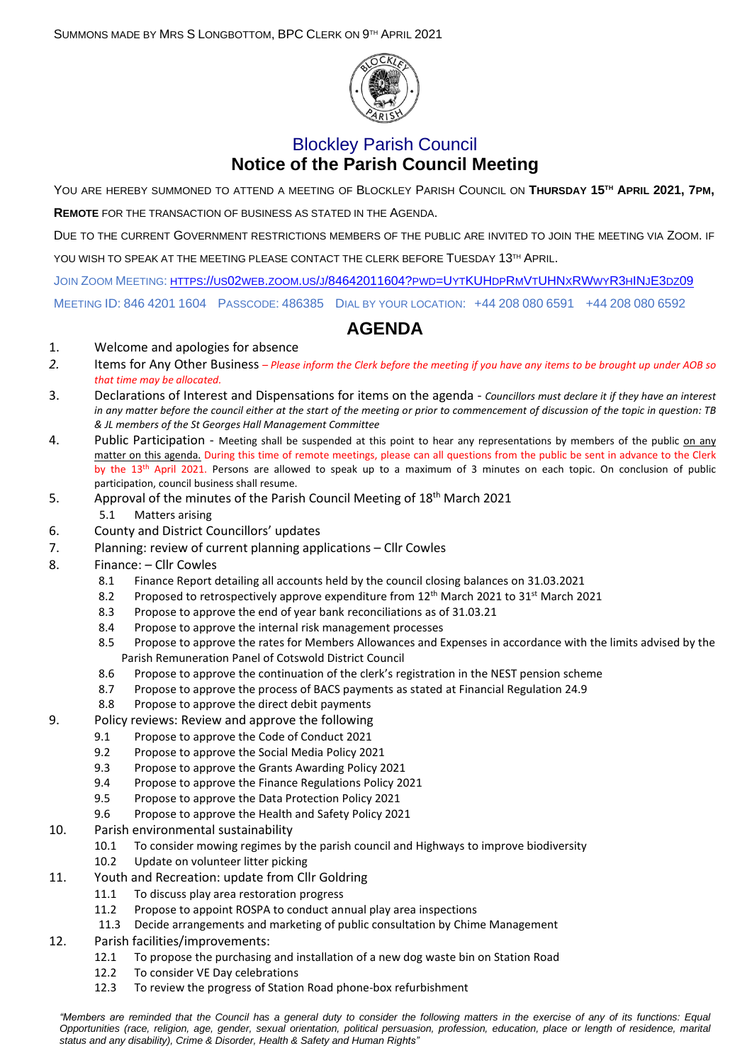SUMMONS MADE BY MRS S LONGBOTTOM, BPC CLERK ON 9TH APRIL 2021

# Blockley Parish Council

## Notice of the Parish Council Meeting

YOU ARE HEREBY SUMMONED TO ATTEND A MEETING OF BLOCKLEY PARISH COUNCIL ON **THURSDAY 15TH APRIL 2021, 7PM, REMOTE** FOR THE TRANSACTION OF BUSINESS AS STATED IN THE AGENDA.

DUE TO THE CURRENT GOVERNMENT RESTRICTIONS MEMBERS OF THE PUBLIC ARE INVITED TO JOIN THE MEETING VIA ZOOM. IF YOU WISH TO SPEAK AT THE MEETING PLEASE CONTACT THE CLERK BEFORE TUESDAY 13TH APRIL.

JOIN ZOOM MEETING: https://us02web.zoom.us/j/84642011604?pwd=UytKUHdpRmVtUHNxRWwyR3hINjE3dz09

MEETING ID: 846 4201 1604 PASSCODE: 486385 DIAL BY YOUR LOCATION: +44 208 080 6591 +44 208 080 6592

## AGENDA

1. Welcome and apologies for absence
2. Items for Any Other Business – *Please inform the Clerk before the meeting if you have any items to be brought up under AOB so that time may be allocated.*
3. Declarations of Interest and Dispensations for items on the agenda - *Councillors must declare it if they have an interest in any matter before the council either at the start of the meeting or prior to commencement of discussion of the topic in question: TB & JL members of the St Georges Hall Management Committee*
4. Public Participation - Meeting shall be suspended at this point to hear any representations by members of the public on any matter on this agenda. During this time of remote meetings, please can all questions from the public be sent in advance to the Clerk by the 13th April 2021. Persons are allowed to speak up to a maximum of 3 minutes on each topic. On conclusion of public participation, council business shall resume.
5. Approval of the minutes of the Parish Council Meeting of 18th March 2021
   - 5.1 Matters arising
6. County and District Councillors' updates
7. Planning: review of current planning applications – Cllr Cowles
8. Finance: – Cllr Cowles
   - 8.1 Finance Report detailing all accounts held by the council closing balances on 31.03.2021
   - 8.2 Proposed to retrospectively approve expenditure from 12th March 2021 to 31st March 2021
   - 8.3 Propose to approve the end of year bank reconciliations as of 31.03.21
   - 8.4 Propose to approve the internal risk management processes
   - 8.5 Propose to approve the rates for Members Allowances and Expenses in accordance with the limits advised by the Parish Remuneration Panel of Cotswold District Council
   - 8.6 Propose to approve the continuation of the clerk's registration in the NEST pension scheme
   - 8.7 Propose to approve the process of BACS payments as stated at Financial Regulation 24.9
   - 8.8 Propose to approve the direct debit payments
9. Policy reviews: Review and approve the following
   - 9.1 Propose to approve the Code of Conduct 2021
   - 9.2 Propose to approve the Social Media Policy 2021
   - 9.3 Propose to approve the Grants Awarding Policy 2021
   - 9.4 Propose to approve the Finance Regulations Policy 2021
   - 9.5 Propose to approve the Data Protection Policy 2021
   - 9.6 Propose to approve the Health and Safety Policy 2021
10. Parish environmental sustainability
    - 10.1 To consider mowing regimes by the parish council and Highways to improve biodiversity
    - 10.2 Update on volunteer litter picking
11. Youth and Recreation: update from Cllr Goldring
    - 11.1 To discuss play area restoration progress
    - 11.2 Propose to appoint ROSPA to conduct annual play area inspections
    - 11.3 Decide arrangements and marketing of public consultation by Chime Management
12. Parish facilities/improvements:
    - 12.1 To propose the purchasing and installation of a new dog waste bin on Station Road
    - 12.2 To consider VE Day celebrations
    - 12.3 To review the progress of Station Road phone-box refurbishment

*"Members are reminded that the Council has a general duty to consider the following matters in the exercise of any of its functions: Equal Opportunities (race, religion, age, gender, sexual orientation, political persuasion, profession, education, place or length of residence, marital status and any disability), Crime & Disorder, Health & Safety and Human Rights"*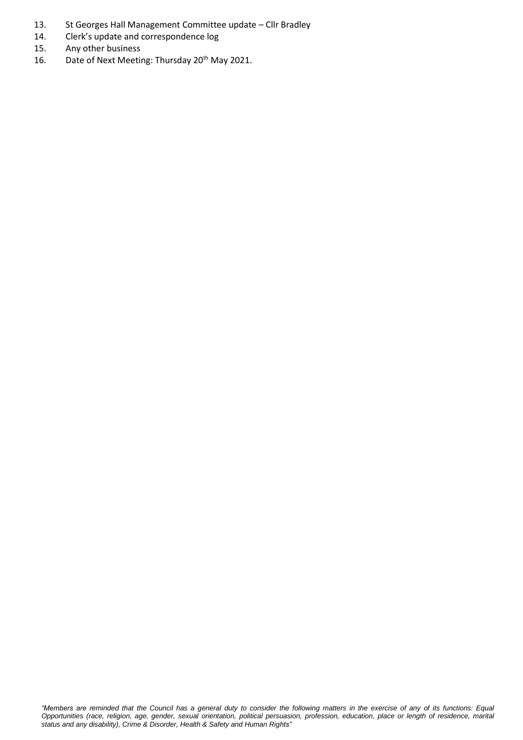13. St Georges Hall Management Committee update – Cllr Bradley
14. Clerk's update and correspondence log
15. Any other business
16. Date of Next Meeting: Thursday 20th May 2021.

*"Members are reminded that the Council has a general duty to consider the following matters in the exercise of any of its functions: Equal Opportunities (race, religion, age, gender, sexual orientation, political persuasion, profession, education, place or length of residence, marital status and any disability), Crime & Disorder, Health & Safety and Human Rights"*